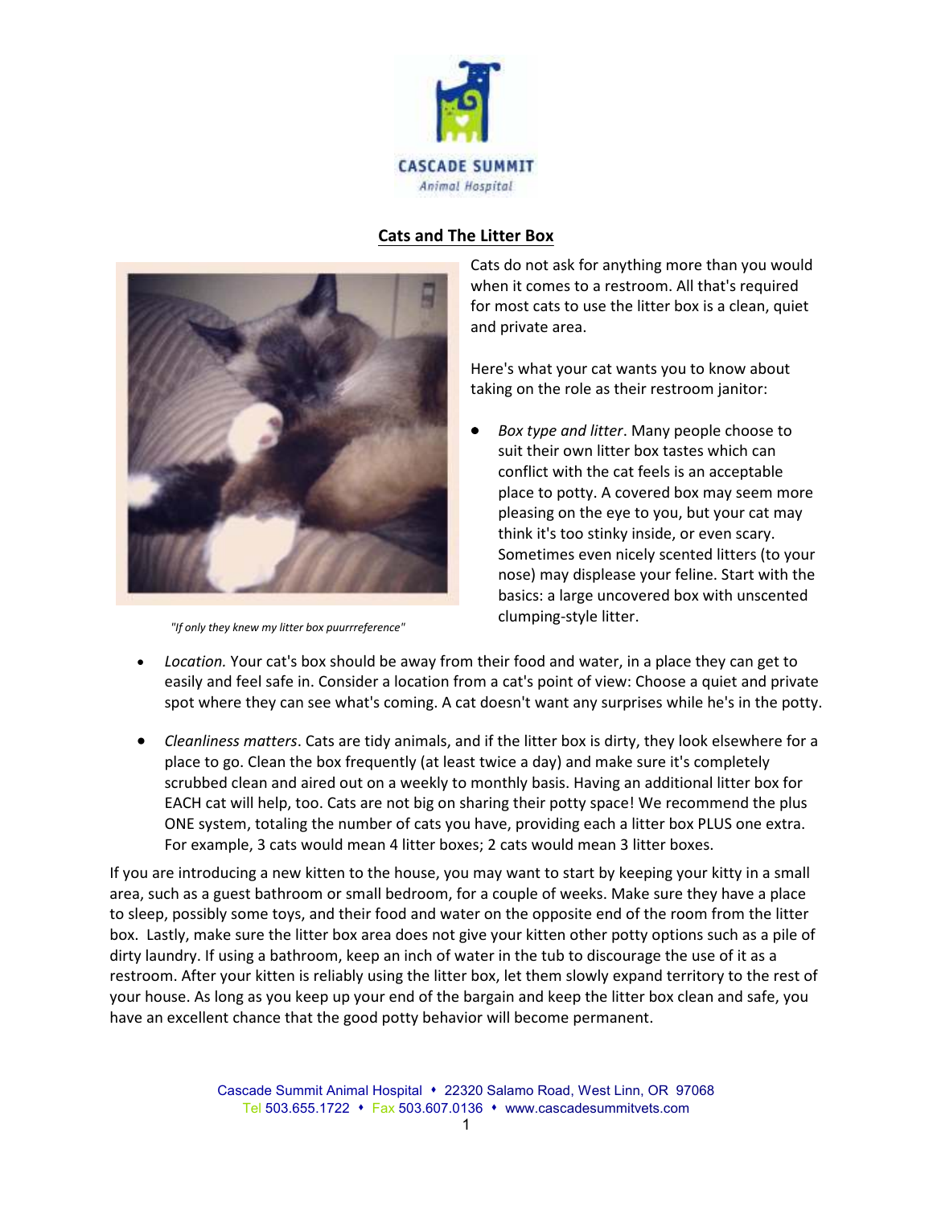CASCADE SUMMIT
*Animal Hospital*

## Cats and The Litter Box

*"If only they knew my litter box puurrreference"*

Cats do not ask for anything more than you would when it comes to a restroom. All that's required for most cats to use the litter box is a clean, quiet and private area.

Here's what your cat wants you to know about taking on the role as their restroom janitor:

- *Box type and litter*. Many people choose to suit their own litter box tastes which can conflict with the cat feels is an acceptable place to potty. A covered box may seem more pleasing on the eye to you, but your cat may think it's too stinky inside, or even scary. Sometimes even nicely scented litters (to your nose) may displease your feline. Start with the basics: a large uncovered box with unscented clumping-style litter.
- *Location.* Your cat's box should be away from their food and water, in a place they can get to easily and feel safe in. Consider a location from a cat's point of view: Choose a quiet and private spot where they can see what's coming. A cat doesn't want any surprises while he's in the potty.
- *Cleanliness matters*. Cats are tidy animals, and if the litter box is dirty, they look elsewhere for a place to go. Clean the box frequently (at least twice a day) and make sure it's completely scrubbed clean and aired out on a weekly to monthly basis. Having an additional litter box for EACH cat will help, too. Cats are not big on sharing their potty space! We recommend the plus ONE system, totaling the number of cats you have, providing each a litter box PLUS one extra. For example, 3 cats would mean 4 litter boxes; 2 cats would mean 3 litter boxes.

If you are introducing a new kitten to the house, you may want to start by keeping your kitty in a small area, such as a guest bathroom or small bedroom, for a couple of weeks. Make sure they have a place to sleep, possibly some toys, and their food and water on the opposite end of the room from the litter box. Lastly, make sure the litter box area does not give your kitten other potty options such as a pile of dirty laundry. If using a bathroom, keep an inch of water in the tub to discourage the use of it as a restroom. After your kitten is reliably using the litter box, let them slowly expand territory to the rest of your house. As long as you keep up your end of the bargain and keep the litter box clean and safe, you have an excellent chance that the good potty behavior will become permanent.

Cascade Summit Animal Hospital • 22320 Salamo Road, West Linn, OR 97068
Tel 503.655.1722 • Fax 503.607.0136 • www.cascadesummitvets.com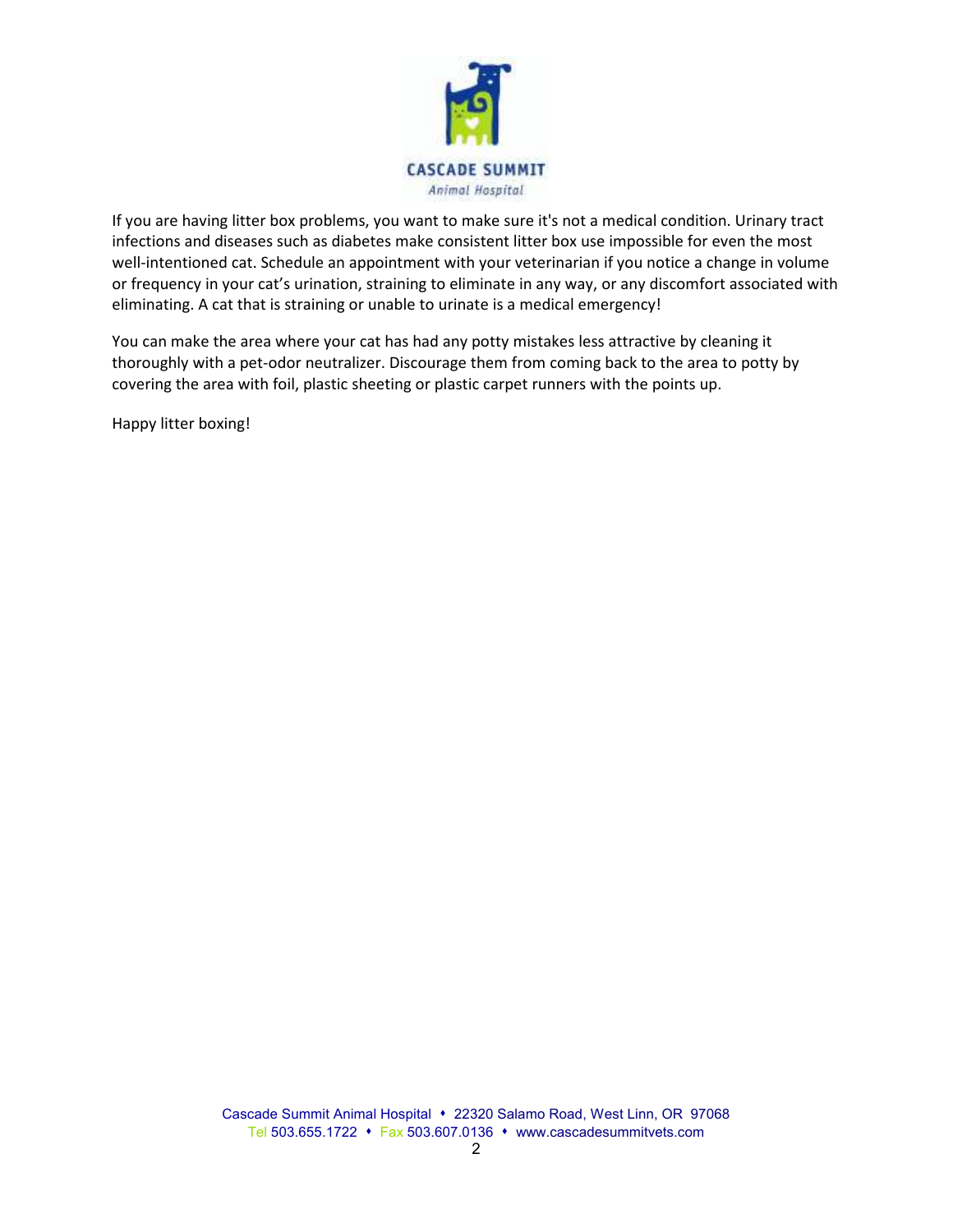If you are having litter box problems, you want to make sure it's not a medical condition. Urinary tract infections and diseases such as diabetes make consistent litter box use impossible for even the most well-intentioned cat. Schedule an appointment with your veterinarian if you notice a change in volume or frequency in your cat's urination, straining to eliminate in any way, or any discomfort associated with eliminating. A cat that is straining or unable to urinate is a medical emergency!

You can make the area where your cat has had any potty mistakes less attractive by cleaning it thoroughly with a pet-odor neutralizer. Discourage them from coming back to the area to potty by covering the area with foil, plastic sheeting or plastic carpet runners with the points up.

Happy litter boxing!